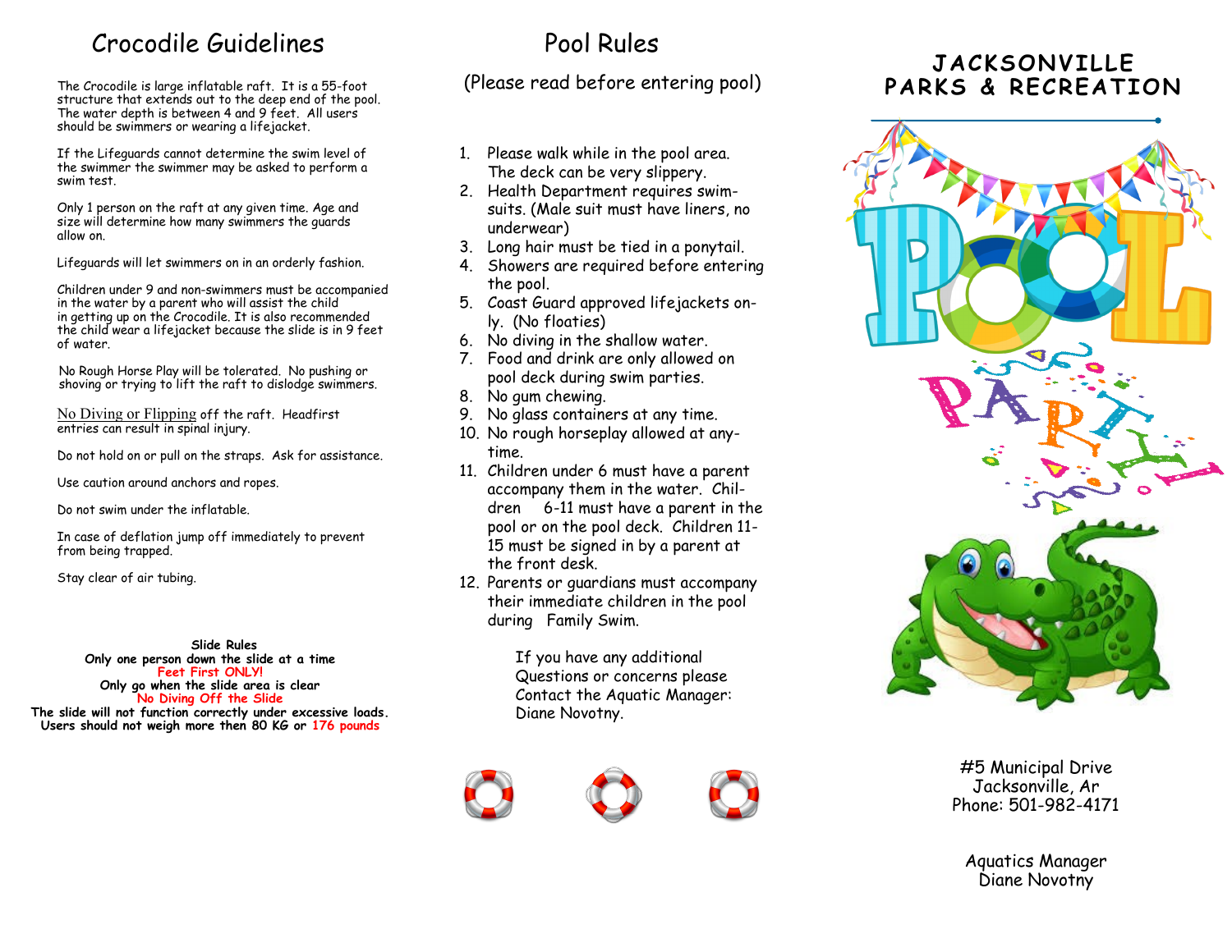# Crocodile Guidelines

The Crocodile is large inflatable raft. It is a 55-foot structure that extends out to the deep end of the pool. The water depth is between 4 and 9 feet. All users should be swimmers or wearing a lifejacket.

If the Lifeguards cannot determine the swim level of the swimmer the swimmer may be asked to perform a swim test.

Only 1 person on the raft at any given time. Age and size will determine how many swimmers the guards allow on.

Lifeguards will let swimmers on in an orderly fashion.

Children under 9 and non-swimmers must be accompanied in the water by a parent who will assist the child in getting up on the Crocodile. It is also recommended the child wear a lifejacket because the slide is in 9 feet of water.

No Rough Horse Play will be tolerated. No pushing or shoving or trying to lift the raft to dislodge swimmers.

No Diving or Flipping off the raft. Headfirst entries can result in spinal injury.

Do not hold on or pull on the straps. Ask for assistance.

Use caution around anchors and ropes.

Do not swim under the inflatable.

In case of deflation jump off immediately to prevent from being trapped.

Stay clear of air tubing.

**Slide Rules**
**Only one person down the slide at a time**
**Feet First ONLY!**
**Only go when the slide area is clear**
**No Diving Off the Slide**
**The slide will not function correctly under excessive loads.**
**Users should not weigh more then 80 KG or 176 pounds**

# Pool Rules

(Please read before entering pool)

1. Please walk while in the pool area. The deck can be very slippery.
2. Health Department requires swim-suits. (Male suit must have liners, no underwear)
3. Long hair must be tied in a ponytail.
4. Showers are required before entering the pool.
5. Coast Guard approved lifejackets only. (No floaties)
6. No diving in the shallow water.
7. Food and drink are only allowed on pool deck during swim parties.
8. No gum chewing.
9. No glass containers at any time.
10. No rough horseplay allowed at anytime.
11. Children under 6 must have a parent accompany them in the water. Children 6-11 must have a parent in the pool or on the pool deck. Children 11-15 must be signed in by a parent at the front desk.
12. Parents or guardians must accompany their immediate children in the pool during Family Swim.

If you have any additional Questions or concerns please Contact the Aquatic Manager: Diane Novotny.

# JACKSONVILLE PARKS & RECREATION

POOL PARTY

#5 Municipal Drive
Jacksonville, Ar
Phone: 501-982-4171

Aquatics Manager
Diane Novotny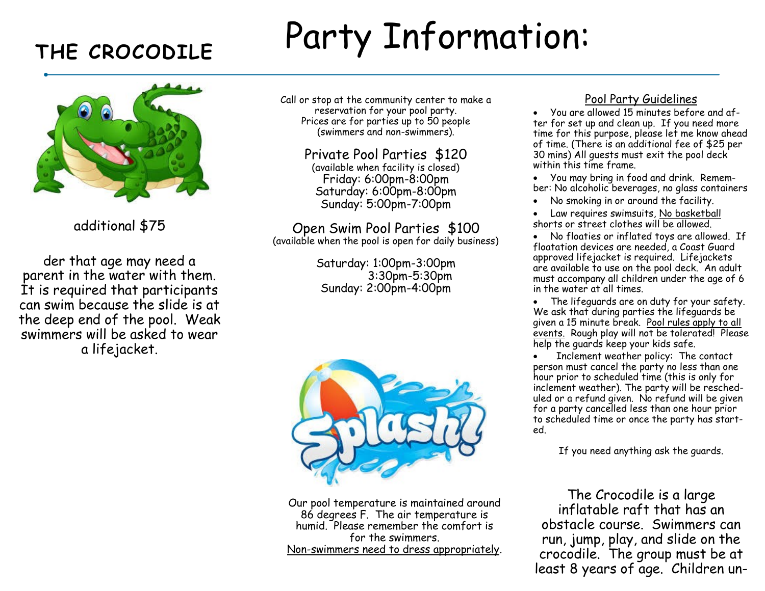# THE CROCODILE

additional $75

der that age may need a parent in the water with them. It is required that participants can swim because the slide is at the deep end of the pool. Weak swimmers will be asked to wear a lifejacket.

# Party Information:

Call or stop at the community center to make a reservation for your pool party.
Prices are for parties up to 50 people (swimmers and non-swimmers).

## Private Pool Parties $120

(available when facility is closed)

Friday: 6:00pm-8:00pm
Saturday: 6:00pm-8:00pm
Sunday: 5:00pm-7:00pm

## Open Swim Pool Parties $100

(available when the pool is open for daily business)

Saturday: 1:00pm-3:00pm
3:30pm-5:30pm
Sunday: 2:00pm-4:00pm

Our pool temperature is maintained around 86 degrees F. The air temperature is humid. Please remember the comfort is for the swimmers.
Non-swimmers need to dress appropriately.

## Pool Party Guidelines

- You are allowed 15 minutes before and after for set up and clean up. If you need more time for this purpose, please let me know ahead of time. (There is an additional fee of $25 per 30 mins) All guests must exit the pool deck within this time frame.
- You may bring in food and drink. Remember: No alcoholic beverages, no glass containers
- No smoking in or around the facility.
- Law requires swimsuits, No basketball shorts or street clothes will be allowed.
- No floaties or inflated toys are allowed. If floatation devices are needed, a Coast Guard approved lifejacket is required. Lifejackets are available to use on the pool deck. An adult must accompany all children under the age of 6 in the water at all times.
- The lifeguards are on duty for your safety. We ask that during parties the lifeguards be given a 15 minute break. Pool rules apply to all events. Rough play will not be tolerated! Please help the guards keep your kids safe.
- Inclement weather policy: The contact person must cancel the party no less than one hour prior to scheduled time (this is only for inclement weather). The party will be rescheduled or a refund given. No refund will be given for a party cancelled less than one hour prior to scheduled time or once the party has started.

If you need anything ask the guards.

The Crocodile is a large inflatable raft that has an obstacle course. Swimmers can run, jump, play, and slide on the crocodile. The group must be at least 8 years of age. Children un-